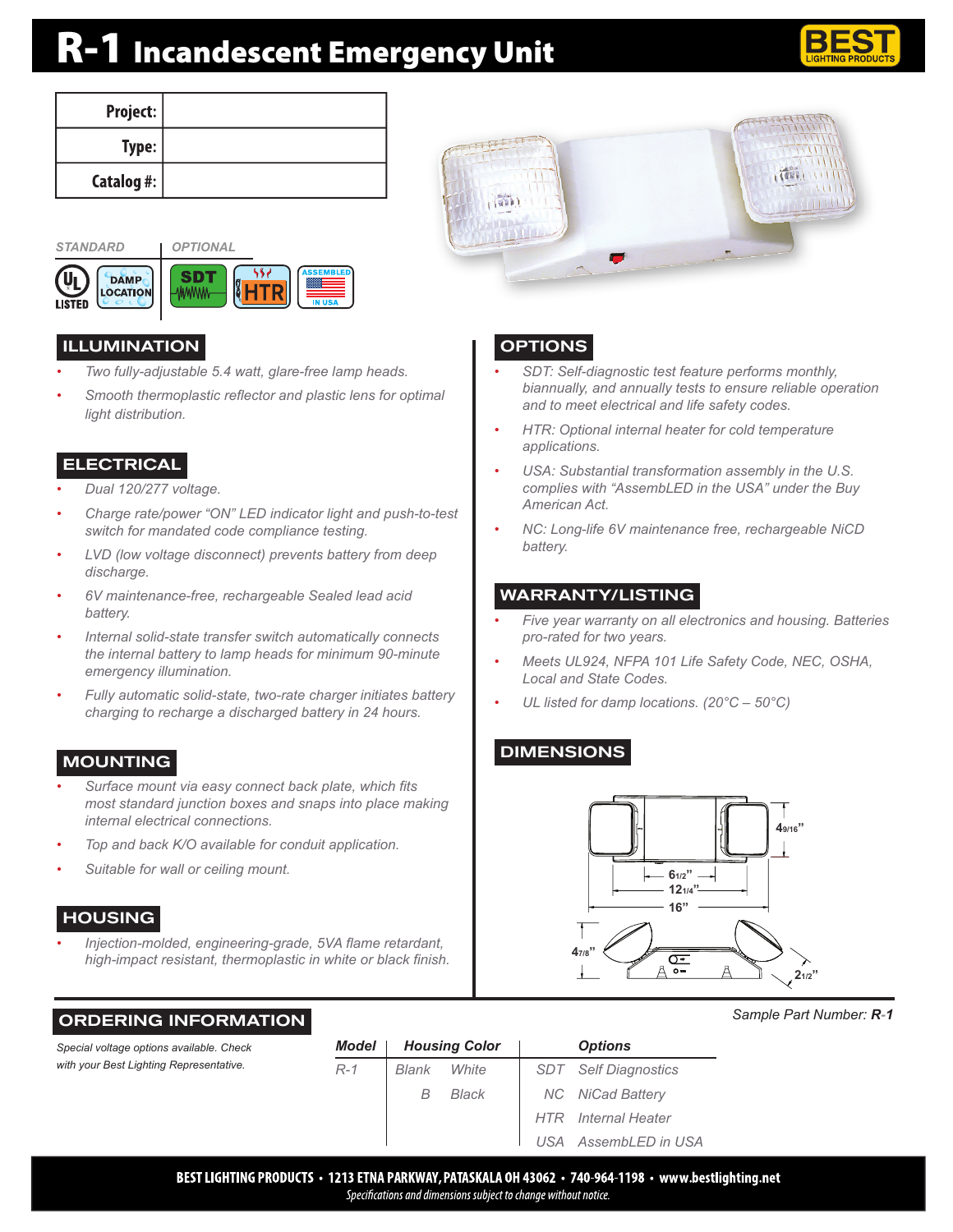# R-1 Incandescent Emergency Unit

| Project: | |
|---|---|
| Type: | |
| Catalog #: | |

STANDARD | OPTIONAL

## ILLUMINATION

- Two fully-adjustable 5.4 watt, glare-free lamp heads.
- Smooth thermoplastic reflector and plastic lens for optimal light distribution.

## ELECTRICAL

- Dual 120/277 voltage.
- Charge rate/power "ON" LED indicator light and push-to-test switch for mandated code compliance testing.
- LVD (low voltage disconnect) prevents battery from deep discharge.
- 6V maintenance-free, rechargeable Sealed lead acid battery.
- Internal solid-state transfer switch automatically connects the internal battery to lamp heads for minimum 90-minute emergency illumination.
- Fully automatic solid-state, two-rate charger initiates battery charging to recharge a discharged battery in 24 hours.

## MOUNTING

- Surface mount via easy connect back plate, which fits most standard junction boxes and snaps into place making internal electrical connections.
- Top and back K/O available for conduit application.
- Suitable for wall or ceiling mount.

## HOUSING

- Injection-molded, engineering-grade, 5VA flame retardant, high-impact resistant, thermoplastic in white or black finish.

## OPTIONS

- SDT: Self-diagnostic test feature performs monthly, biannually, and annually tests to ensure reliable operation and to meet electrical and life safety codes.
- HTR: Optional internal heater for cold temperature applications.
- USA: Substantial transformation assembly in the U.S. complies with "AssembLED in the USA" under the Buy American Act.
- NC: Long-life 6V maintenance free, rechargeable NiCD battery.

## WARRANTY/LISTING

- Five year warranty on all electronics and housing. Batteries pro-rated for two years.
- Meets UL924, NFPA 101 Life Safety Code, NEC, OSHA, Local and State Codes.
- UL listed for damp locations. (20°C – 50°C)

## DIMENSIONS

4 9/16" ; 6 1/2" ; 12 1/4" ; 16" ; 4 7/8" ; 2 1/2"

## ORDERING INFORMATION

*Special voltage options available. Check with your Best Lighting Representative.*

Sample Part Number: **R-1**

| Model | Housing Color | | Options | |
|---|---|---|---|---|
| R-1 | Blank | White | SDT | Self Diagnostics |
| | B | Black | NC | NiCad Battery |
| | | | HTR | Internal Heater |
| | | | USA | AssembLED in USA |

**BEST LIGHTING PRODUCTS • 1213 ETNA PARKWAY, PATASKALA OH 43062 • 740-964-1198 • www.bestlighting.net**

*Specifications and dimensions subject to change without notice.*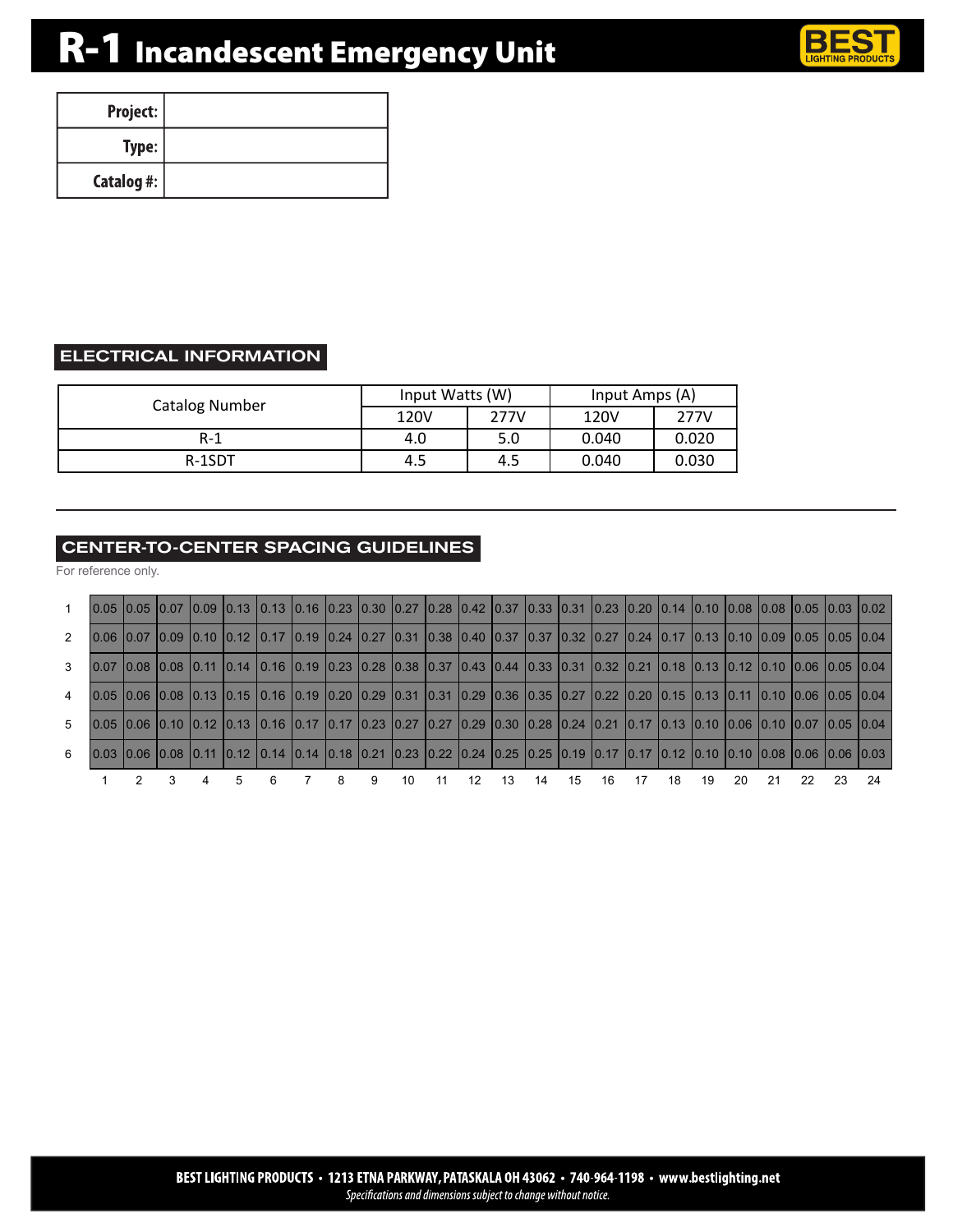# R-1 Incandescent Emergency Unit

| | |
|---|---|
| **Project:** | |
| **Type:** | |
| **Catalog #:** | |

## ELECTRICAL INFORMATION

| Catalog Number | Input Watts (W) | | Input Amps (A) | |
|---|---|---|---|---|
| | 120V | 277V | 120V | 277V |
| R-1 | 4.0 | 5.0 | 0.040 | 0.020 |
| R-1SDT | 4.5 | 4.5 | 0.040 | 0.030 |

## CENTER-TO-CENTER SPACING GUIDELINES

For reference only.

| | 1 | 2 | 3 | 4 | 5 | 6 | 7 | 8 | 9 | 10 | 11 | 12 | 13 | 14 | 15 | 16 | 17 | 18 | 19 | 20 | 21 | 22 | 23 | 24 |
|---|---|---|---|---|---|---|---|---|---|---|---|---|---|---|---|---|---|---|---|---|---|---|---|---|
| 1 | 0.05 | 0.05 | 0.07 | 0.09 | 0.13 | 0.13 | 0.16 | 0.23 | 0.30 | 0.27 | 0.28 | 0.42 | 0.37 | 0.33 | 0.31 | 0.23 | 0.20 | 0.14 | 0.10 | 0.08 | 0.08 | 0.05 | 0.03 | 0.02 |
| 2 | 0.06 | 0.07 | 0.09 | 0.10 | 0.12 | 0.17 | 0.19 | 0.24 | 0.27 | 0.31 | 0.38 | 0.40 | 0.37 | 0.37 | 0.32 | 0.27 | 0.24 | 0.17 | 0.13 | 0.10 | 0.09 | 0.05 | 0.05 | 0.04 |
| 3 | 0.07 | 0.08 | 0.08 | 0.11 | 0.14 | 0.16 | 0.19 | 0.23 | 0.28 | 0.38 | 0.37 | 0.43 | 0.44 | 0.33 | 0.31 | 0.32 | 0.21 | 0.18 | 0.13 | 0.12 | 0.10 | 0.06 | 0.05 | 0.04 |
| 4 | 0.05 | 0.06 | 0.08 | 0.13 | 0.15 | 0.16 | 0.19 | 0.20 | 0.29 | 0.31 | 0.31 | 0.29 | 0.36 | 0.35 | 0.27 | 0.22 | 0.20 | 0.15 | 0.13 | 0.11 | 0.10 | 0.06 | 0.05 | 0.04 |
| 5 | 0.05 | 0.06 | 0.10 | 0.12 | 0.13 | 0.16 | 0.17 | 0.17 | 0.23 | 0.27 | 0.27 | 0.29 | 0.30 | 0.28 | 0.24 | 0.21 | 0.17 | 0.13 | 0.10 | 0.06 | 0.10 | 0.07 | 0.05 | 0.04 |
| 6 | 0.03 | 0.06 | 0.08 | 0.11 | 0.12 | 0.14 | 0.14 | 0.18 | 0.21 | 0.23 | 0.22 | 0.24 | 0.25 | 0.25 | 0.19 | 0.17 | 0.17 | 0.12 | 0.10 | 0.10 | 0.08 | 0.06 | 0.06 | 0.03 |

BEST LIGHTING PRODUCTS • 1213 ETNA PARKWAY, PATASKALA OH 43062 • 740-964-1198 • www.bestlighting.net

*Specifications and dimensions subject to change without notice.*